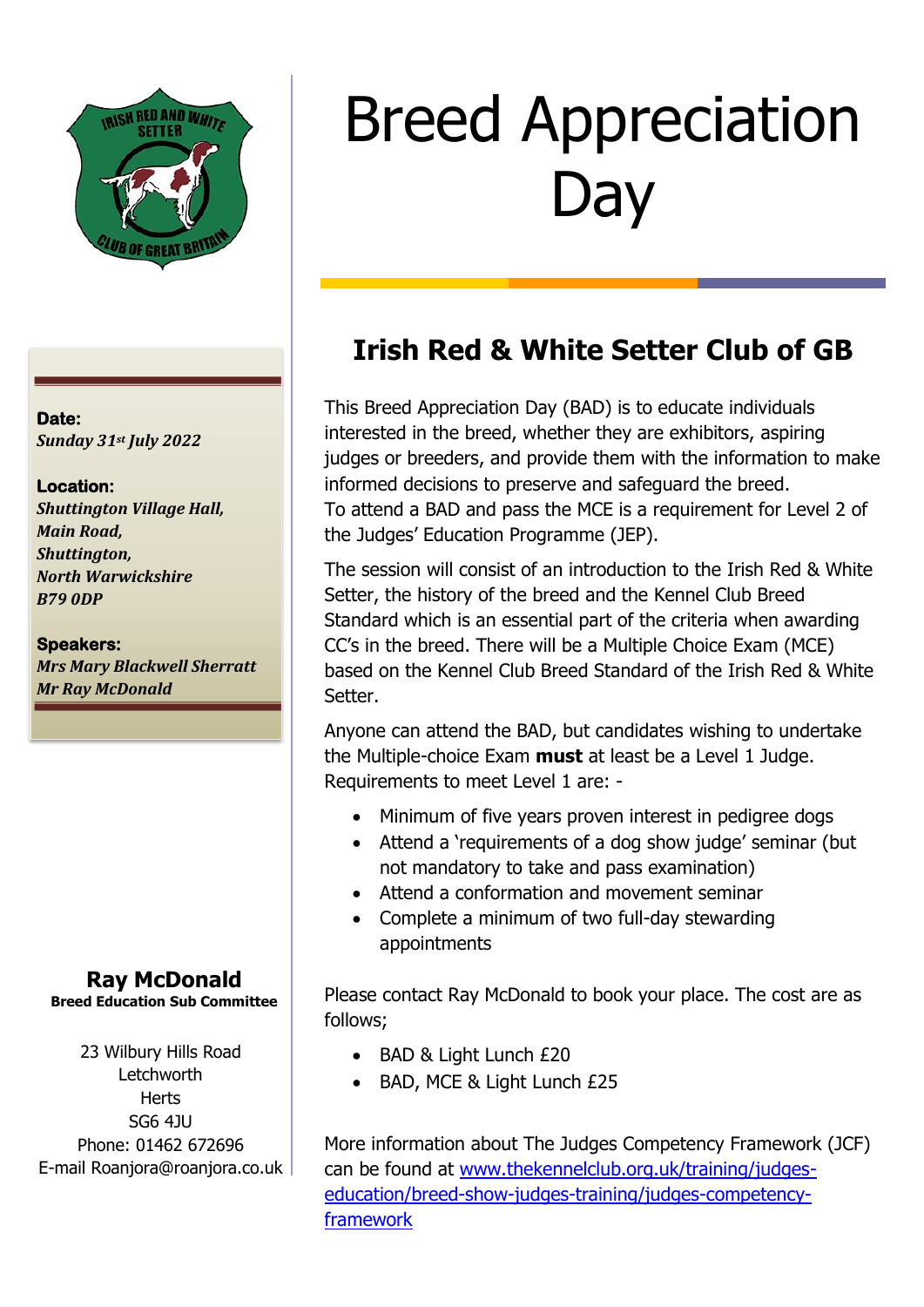# Breed Appreciation Day

## Irish Red & White Setter Club of GB

**Date:**
*Sunday 31st July 2022*

**Location:**
*Shuttington Village Hall,*
*Main Road,*
*Shuttington,*
*North Warwickshire*
*B79 0DP*

**Speakers:**
*Mrs Mary Blackwell Sherratt*
*Mr Ray McDonald*

This Breed Appreciation Day (BAD) is to educate individuals interested in the breed, whether they are exhibitors, aspiring judges or breeders, and provide them with the information to make informed decisions to preserve and safeguard the breed.
To attend a BAD and pass the MCE is a requirement for Level 2 of the Judges' Education Programme (JEP).

The session will consist of an introduction to the Irish Red & White Setter, the history of the breed and the Kennel Club Breed Standard which is an essential part of the criteria when awarding CC's in the breed. There will be a Multiple Choice Exam (MCE) based on the Kennel Club Breed Standard of the Irish Red & White Setter.

Anyone can attend the BAD, but candidates wishing to undertake the Multiple-choice Exam **must** at least be a Level 1 Judge. Requirements to meet Level 1 are: -

- Minimum of five years proven interest in pedigree dogs
- Attend a 'requirements of a dog show judge' seminar (but not mandatory to take and pass examination)
- Attend a conformation and movement seminar
- Complete a minimum of two full-day stewarding appointments

Please contact Ray McDonald to book your place. The cost are as follows;

- BAD & Light Lunch £20
- BAD, MCE & Light Lunch £25

More information about The Judges Competency Framework (JCF) can be found at [www.thekennelclub.org.uk/training/judges-education/breed-show-judges-training/judges-competency-framework](www.thekennelclub.org.uk/training/judges-education/breed-show-judges-training/judges-competency-framework)

**Ray McDonald**
**Breed Education Sub Committee**

23 Wilbury Hills Road
Letchworth
Herts
SG6 4JU
Phone: 01462 672696
E-mail Roanjora@roanjora.co.uk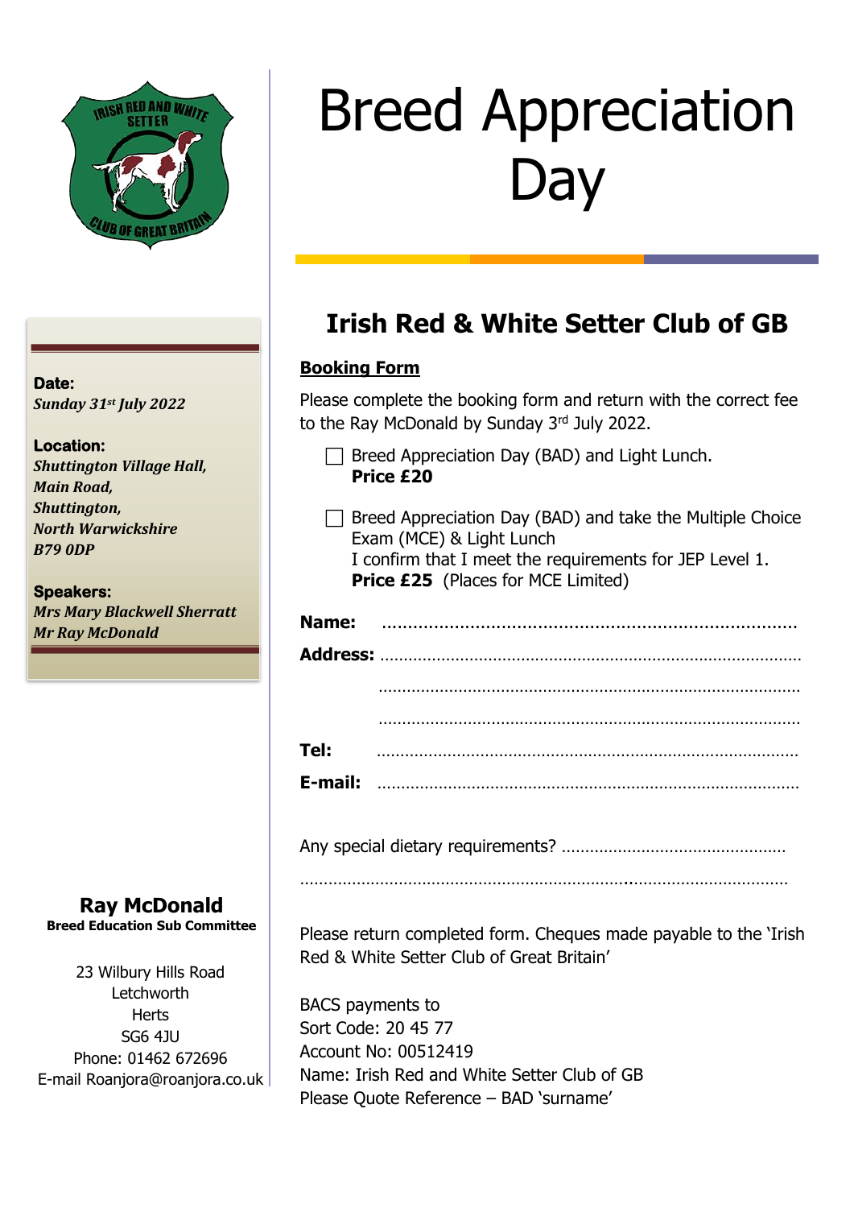# Breed Appreciation Day

**Date:**
*Sunday 31st July 2022*

**Location:**
*Shuttington Village Hall,*
*Main Road,*
*Shuttington,*
*North Warwickshire*
*B79 0DP*

**Speakers:**
*Mrs Mary Blackwell Sherratt*
*Mr Ray McDonald*

## Irish Red & White Setter Club of GB

**Booking Form**

Please complete the booking form and return with the correct fee to the Ray McDonald by Sunday 3rd July 2022.

- ☐ Breed Appreciation Day (BAD) and Light Lunch.
  **Price £20**
- ☐ Breed Appreciation Day (BAD) and take the Multiple Choice Exam (MCE) & Light Lunch
  I confirm that I meet the requirements for JEP Level 1.
  **Price £25** (Places for MCE Limited)

**Name:** ..........................................................................

**Address:** ..........................................................................

..........................................................................

..........................................................................

**Tel:** ..........................................................................

**E-mail:** ..........................................................................

Any special dietary requirements? ...............................................

..........................................................................................................

Please return completed form. Cheques made payable to the 'Irish Red & White Setter Club of Great Britain'

BACS payments to
Sort Code: 20 45 77
Account No: 00512419
Name: Irish Red and White Setter Club of GB
Please Quote Reference – BAD 'surname'

**Ray McDonald**
**Breed Education Sub Committee**

23 Wilbury Hills Road
Letchworth
Herts
SG6 4JU
Phone: 01462 672696
E-mail Roanjora@roanjora.co.uk